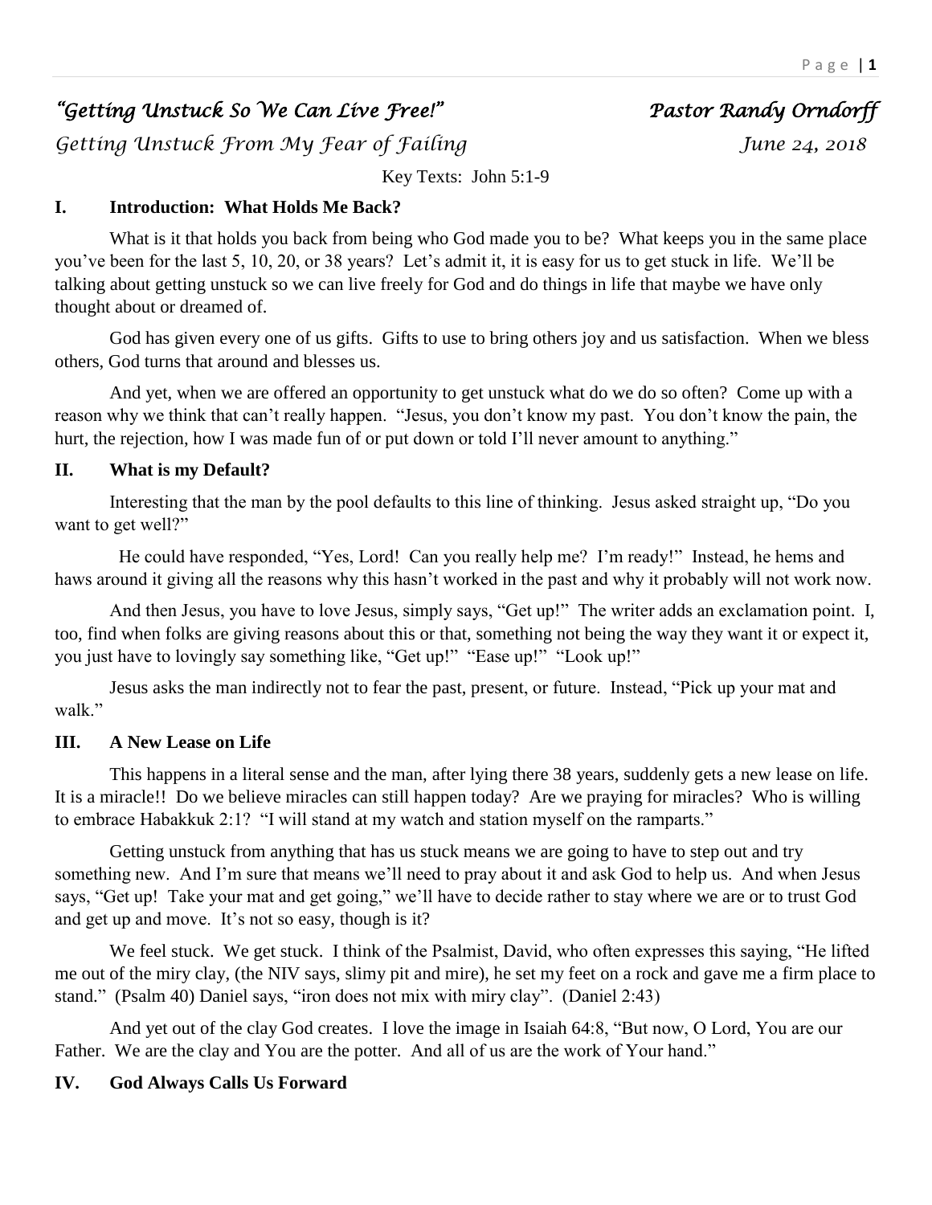# *"Getting Unstuck So We Can Live Free!"* *Pastor Randy Orndorff*

*Getting Unstuck From My Fear of Failing* *June 24, 2018*

Key Texts: John 5:1-9

## I. Introduction: What Holds Me Back?

What is it that holds you back from being who God made you to be? What keeps you in the same place you've been for the last 5, 10, 20, or 38 years? Let's admit it, it is easy for us to get stuck in life. We'll be talking about getting unstuck so we can live freely for God and do things in life that maybe we have only thought about or dreamed of.

God has given every one of us gifts. Gifts to use to bring others joy and us satisfaction. When we bless others, God turns that around and blesses us.

And yet, when we are offered an opportunity to get unstuck what do we do so often? Come up with a reason why we think that can't really happen. "Jesus, you don't know my past. You don't know the pain, the hurt, the rejection, how I was made fun of or put down or told I'll never amount to anything."

## II. What is my Default?

Interesting that the man by the pool defaults to this line of thinking. Jesus asked straight up, "Do you want to get well?"

He could have responded, "Yes, Lord! Can you really help me? I'm ready!" Instead, he hems and haws around it giving all the reasons why this hasn't worked in the past and why it probably will not work now.

And then Jesus, you have to love Jesus, simply says, "Get up!" The writer adds an exclamation point. I, too, find when folks are giving reasons about this or that, something not being the way they want it or expect it, you just have to lovingly say something like, "Get up!" "Ease up!" "Look up!"

Jesus asks the man indirectly not to fear the past, present, or future. Instead, "Pick up your mat and walk."

## III. A New Lease on Life

This happens in a literal sense and the man, after lying there 38 years, suddenly gets a new lease on life. It is a miracle!! Do we believe miracles can still happen today? Are we praying for miracles? Who is willing to embrace Habakkuk 2:1? "I will stand at my watch and station myself on the ramparts."

Getting unstuck from anything that has us stuck means we are going to have to step out and try something new. And I'm sure that means we'll need to pray about it and ask God to help us. And when Jesus says, "Get up! Take your mat and get going," we'll have to decide rather to stay where we are or to trust God and get up and move. It's not so easy, though is it?

We feel stuck. We get stuck. I think of the Psalmist, David, who often expresses this saying, "He lifted me out of the miry clay, (the NIV says, slimy pit and mire), he set my feet on a rock and gave me a firm place to stand." (Psalm 40) Daniel says, "iron does not mix with miry clay". (Daniel 2:43)

And yet out of the clay God creates. I love the image in Isaiah 64:8, "But now, O Lord, You are our Father. We are the clay and You are the potter. And all of us are the work of Your hand."

## IV. God Always Calls Us Forward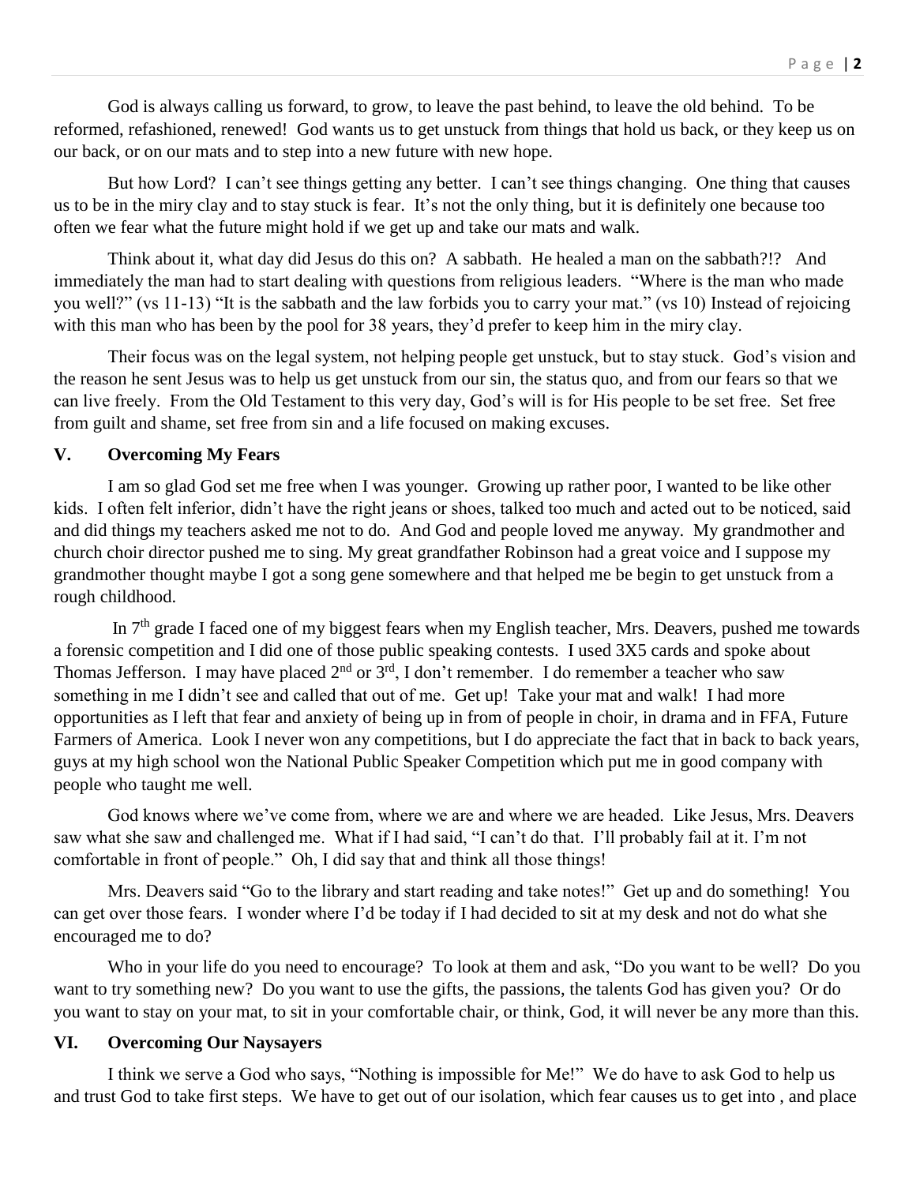God is always calling us forward, to grow, to leave the past behind, to leave the old behind. To be reformed, refashioned, renewed! God wants us to get unstuck from things that hold us back, or they keep us on our back, or on our mats and to step into a new future with new hope.

But how Lord? I can't see things getting any better. I can't see things changing. One thing that causes us to be in the miry clay and to stay stuck is fear. It's not the only thing, but it is definitely one because too often we fear what the future might hold if we get up and take our mats and walk.

Think about it, what day did Jesus do this on? A sabbath. He healed a man on the sabbath?!? And immediately the man had to start dealing with questions from religious leaders. "Where is the man who made you well?" (vs 11-13) "It is the sabbath and the law forbids you to carry your mat." (vs 10) Instead of rejoicing with this man who has been by the pool for 38 years, they'd prefer to keep him in the miry clay.

Their focus was on the legal system, not helping people get unstuck, but to stay stuck. God's vision and the reason he sent Jesus was to help us get unstuck from our sin, the status quo, and from our fears so that we can live freely. From the Old Testament to this very day, God's will is for His people to be set free. Set free from guilt and shame, set free from sin and a life focused on making excuses.

## V. Overcoming My Fears

I am so glad God set me free when I was younger. Growing up rather poor, I wanted to be like other kids. I often felt inferior, didn't have the right jeans or shoes, talked too much and acted out to be noticed, said and did things my teachers asked me not to do. And God and people loved me anyway. My grandmother and church choir director pushed me to sing. My great grandfather Robinson had a great voice and I suppose my grandmother thought maybe I got a song gene somewhere and that helped me be begin to get unstuck from a rough childhood.

In 7th grade I faced one of my biggest fears when my English teacher, Mrs. Deavers, pushed me towards a forensic competition and I did one of those public speaking contests. I used 3X5 cards and spoke about Thomas Jefferson. I may have placed 2nd or 3rd, I don't remember. I do remember a teacher who saw something in me I didn't see and called that out of me. Get up! Take your mat and walk! I had more opportunities as I left that fear and anxiety of being up in from of people in choir, in drama and in FFA, Future Farmers of America. Look I never won any competitions, but I do appreciate the fact that in back to back years, guys at my high school won the National Public Speaker Competition which put me in good company with people who taught me well.

God knows where we've come from, where we are and where we are headed. Like Jesus, Mrs. Deavers saw what she saw and challenged me. What if I had said, "I can't do that. I'll probably fail at it. I'm not comfortable in front of people." Oh, I did say that and think all those things!

Mrs. Deavers said "Go to the library and start reading and take notes!" Get up and do something! You can get over those fears. I wonder where I'd be today if I had decided to sit at my desk and not do what she encouraged me to do?

Who in your life do you need to encourage? To look at them and ask, "Do you want to be well? Do you want to try something new? Do you want to use the gifts, the passions, the talents God has given you? Or do you want to stay on your mat, to sit in your comfortable chair, or think, God, it will never be any more than this.

## VI. Overcoming Our Naysayers

I think we serve a God who says, "Nothing is impossible for Me!" We do have to ask God to help us and trust God to take first steps. We have to get out of our isolation, which fear causes us to get into , and place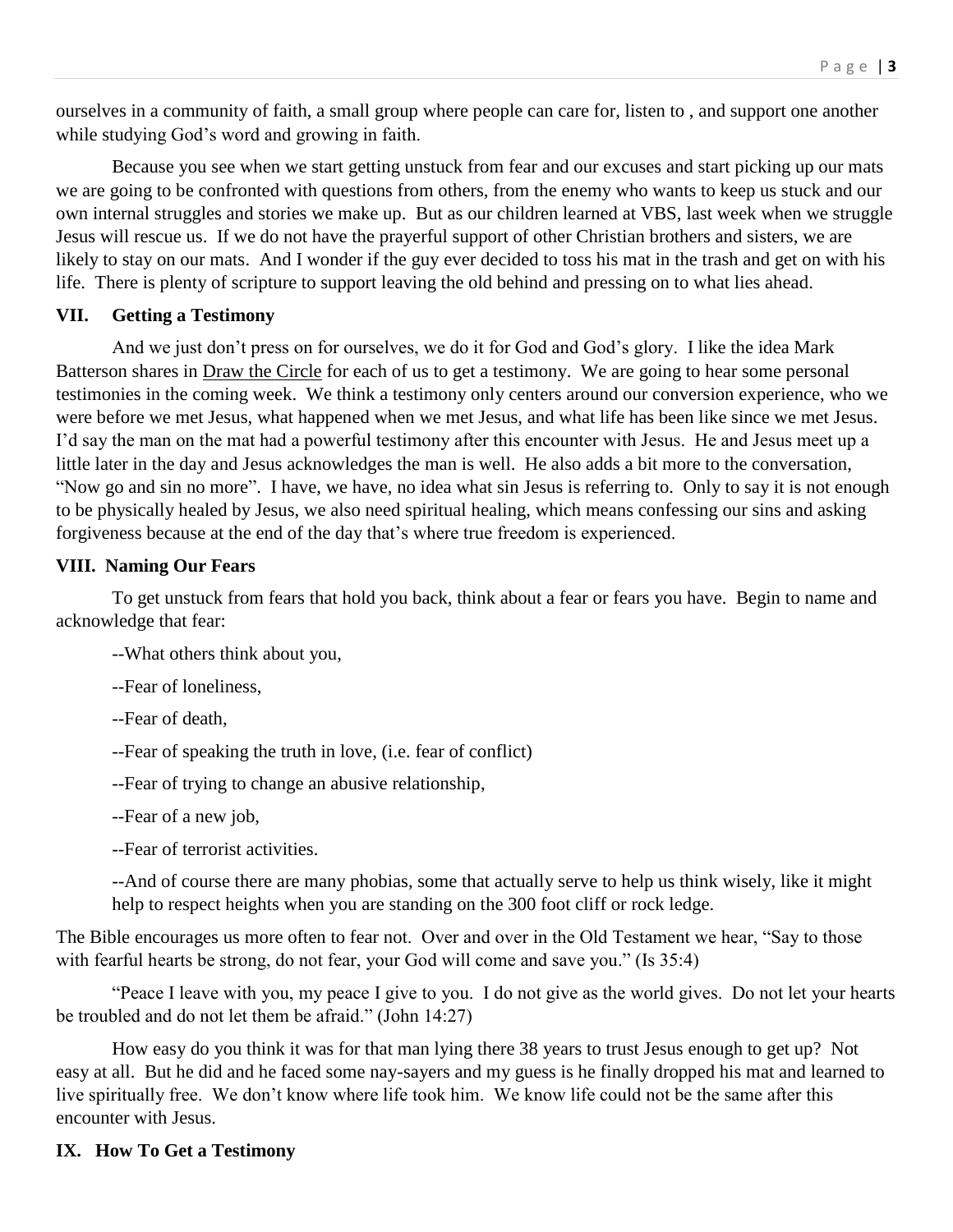ourselves in a community of faith, a small group where people can care for, listen to , and support one another while studying God's word and growing in faith.

Because you see when we start getting unstuck from fear and our excuses and start picking up our mats we are going to be confronted with questions from others, from the enemy who wants to keep us stuck and our own internal struggles and stories we make up. But as our children learned at VBS, last week when we struggle Jesus will rescue us. If we do not have the prayerful support of other Christian brothers and sisters, we are likely to stay on our mats. And I wonder if the guy ever decided to toss his mat in the trash and get on with his life. There is plenty of scripture to support leaving the old behind and pressing on to what lies ahead.

## VII. Getting a Testimony

And we just don't press on for ourselves, we do it for God and God's glory. I like the idea Mark Batterson shares in Draw the Circle for each of us to get a testimony. We are going to hear some personal testimonies in the coming week. We think a testimony only centers around our conversion experience, who we were before we met Jesus, what happened when we met Jesus, and what life has been like since we met Jesus. I'd say the man on the mat had a powerful testimony after this encounter with Jesus. He and Jesus meet up a little later in the day and Jesus acknowledges the man is well. He also adds a bit more to the conversation, "Now go and sin no more". I have, we have, no idea what sin Jesus is referring to. Only to say it is not enough to be physically healed by Jesus, we also need spiritual healing, which means confessing our sins and asking forgiveness because at the end of the day that's where true freedom is experienced.

## VIII. Naming Our Fears

To get unstuck from fears that hold you back, think about a fear or fears you have. Begin to name and acknowledge that fear:

--What others think about you,

--Fear of loneliness,

--Fear of death,

--Fear of speaking the truth in love, (i.e. fear of conflict)

--Fear of trying to change an abusive relationship,

--Fear of a new job,

--Fear of terrorist activities.

--And of course there are many phobias, some that actually serve to help us think wisely, like it might help to respect heights when you are standing on the 300 foot cliff or rock ledge.

The Bible encourages us more often to fear not. Over and over in the Old Testament we hear, "Say to those with fearful hearts be strong, do not fear, your God will come and save you." (Is 35:4)

"Peace I leave with you, my peace I give to you. I do not give as the world gives. Do not let your hearts be troubled and do not let them be afraid." (John 14:27)

How easy do you think it was for that man lying there 38 years to trust Jesus enough to get up? Not easy at all. But he did and he faced some nay-sayers and my guess is he finally dropped his mat and learned to live spiritually free. We don't know where life took him. We know life could not be the same after this encounter with Jesus.

## IX. How To Get a Testimony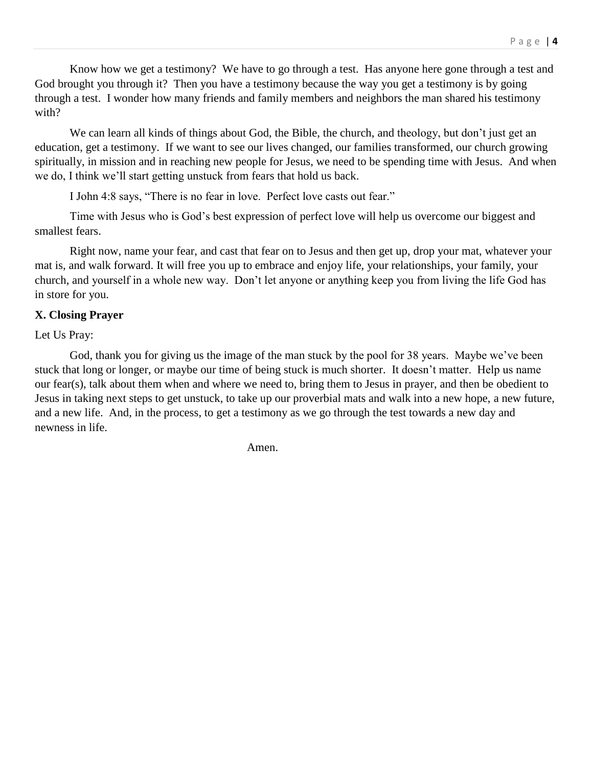Know how we get a testimony? We have to go through a test. Has anyone here gone through a test and God brought you through it? Then you have a testimony because the way you get a testimony is by going through a test. I wonder how many friends and family members and neighbors the man shared his testimony with?

We can learn all kinds of things about God, the Bible, the church, and theology, but don't just get an education, get a testimony. If we want to see our lives changed, our families transformed, our church growing spiritually, in mission and in reaching new people for Jesus, we need to be spending time with Jesus. And when we do, I think we'll start getting unstuck from fears that hold us back.

I John 4:8 says, "There is no fear in love. Perfect love casts out fear."

Time with Jesus who is God's best expression of perfect love will help us overcome our biggest and smallest fears.

Right now, name your fear, and cast that fear on to Jesus and then get up, drop your mat, whatever your mat is, and walk forward. It will free you up to embrace and enjoy life, your relationships, your family, your church, and yourself in a whole new way. Don't let anyone or anything keep you from living the life God has in store for you.

**X. Closing Prayer**

Let Us Pray:

God, thank you for giving us the image of the man stuck by the pool for 38 years. Maybe we've been stuck that long or longer, or maybe our time of being stuck is much shorter. It doesn't matter. Help us name our fear(s), talk about them when and where we need to, bring them to Jesus in prayer, and then be obedient to Jesus in taking next steps to get unstuck, to take up our proverbial mats and walk into a new hope, a new future, and a new life. And, in the process, to get a testimony as we go through the test towards a new day and newness in life.

Amen.